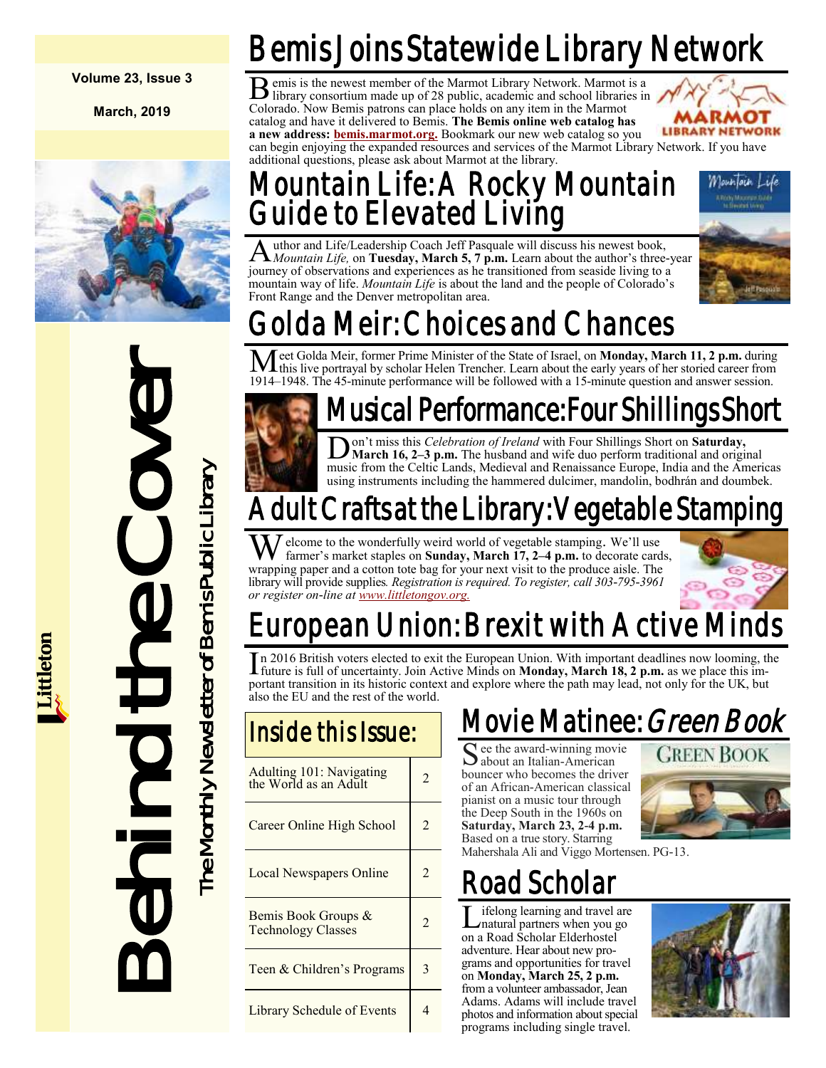Volume 23, Issue 3

March, 2019

# Behind the Cover

The Monthly Newsletter of Bemis Public Library

Littleton

## Bemis Joins Statewide Library Network

Bemis is the newest member of the Marmot Library Network. Marmot is a library consortium made up of 28 public, academic and school libraries in Colorado. Now Bemis patrons can place holds on any item in the Marmot catalog and have it delivered to Bemis. **The Bemis online web catalog has a new address: bemis.marmot.org.** Bookmark our new web catalog so you can begin enjoying the expanded resources and services of the Marmot Library Network. If you have additional questions, please ask about Marmot at the library.

## Mountain Life: A Rocky Mountain Guide to Elevated Living

Author and Life/Leadership Coach Jeff Pasquale will discuss his newest book, *Mountain Life,* on **Tuesday, March 5, 7 p.m.** Learn about the author's three-year journey of observations and experiences as he transitioned from seaside living to a mountain way of life. *Mountain Life* is about the land and the people of Colorado's Front Range and the Denver metropolitan area.

## Golda Meir: Choices and Chances

Meet Golda Meir, former Prime Minister of the State of Israel, on **Monday, March 11, 2 p.m.** during this live portrayal by scholar Helen Trencher. Learn about the early years of her storied career from 1914–1948. The 45-minute performance will be followed with a 15-minute question and answer session.

## Musical Performance: Four Shillings Short

Don't miss this *Celebration of Ireland* with Four Shillings Short on **Saturday, March 16, 2–3 p.m.** The husband and wife duo perform traditional and original music from the Celtic Lands, Medieval and Renaissance Europe, India and the Americas using instruments including the hammered dulcimer, mandolin, bodhrán and doumbek.

## Adult Crafts at the Library: Vegetable Stamping

Welcome to the wonderfully weird world of vegetable stamping. We'll use farmer's market staples on **Sunday, March 17, 2–4 p.m.** to decorate cards, wrapping paper and a cotton tote bag for your next visit to the produce aisle. The library will provide supplies. *Registration is required. To register, call 303-795-3961 or register on-line at www.littletongov.org.*

## European Union: Brexit with Active Minds

In 2016 British voters elected to exit the European Union. With important deadlines now looming, the future is full of uncertainty. Join Active Minds on **Monday, March 18, 2 p.m.** as we place this important transition in its historic context and explore where the path may lead, not only for the UK, but also the EU and the rest of the world.

## Inside this Issue:

| | |
|---|---|
| Adulting 101: Navigating the World as an Adult | 2 |
| Career Online High School | 2 |
| Local Newspapers Online | 2 |
| Bemis Book Groups & Technology Classes | 2 |
| Teen & Children's Programs | 3 |
| Library Schedule of Events | 4 |

## Movie Matinee: *Green Book*

See the award-winning movie about an Italian-American bouncer who becomes the driver of an African-American classical pianist on a music tour through the Deep South in the 1960s on **Saturday, March 23, 2-4 p.m.** Based on a true story. Starring Mahershala Ali and Viggo Mortensen. PG-13.

## Road Scholar

Lifelong learning and travel are natural partners when you go on a Road Scholar Elderhostel adventure. Hear about new programs and opportunities for travel on **Monday, March 25, 2 p.m.** from a volunteer ambassador, Jean Adams. Adams will include travel photos and information about special programs including single travel.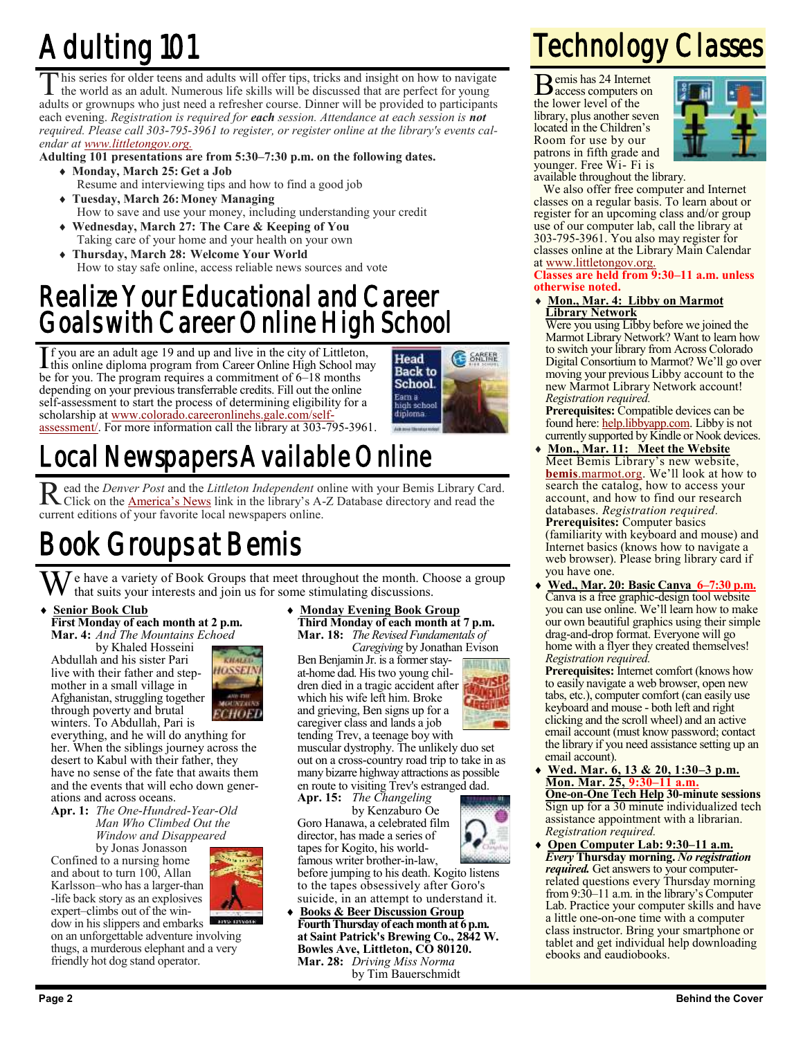# Adulting 101

This series for older teens and adults will offer tips, tricks and insight on how to navigate the world as an adult. Numerous life skills will be discussed that are perfect for young adults or grownups who just need a refresher course. Dinner will be provided to participants each evening. *Registration is required for **each** session. Attendance at each session is **not** required. Please call 303-795-3961 to register, or register online at the library's events calendar at www.littletongov.org.*

**Adulting 101 presentations are from 5:30–7:30 p.m. on the following dates.**

- **Monday, March 25: Get a Job**
  Resume and interviewing tips and how to find a good job
- **Tuesday, March 26: Money Managing**
  How to save and use your money, including understanding your credit
- **Wednesday, March 27: The Care & Keeping of You**
  Taking care of your home and your health on your own
- **Thursday, March 28: Welcome Your World**
  How to stay safe online, access reliable news sources and vote

# Realize Your Educational and Career Goals with Career Online High School

If you are an adult age 19 and up and live in the city of Littleton, this online diploma program from Career Online High School may be for you. The program requires a commitment of 6–18 months depending on your previous transferrable credits. Fill out the online self-assessment to start the process of determining eligibility for a scholarship at www.colorado.careeronlinehs.gale.com/self-assessment/. For more information call the library at 303-795-3961.

# Local Newspapers Available Online

Read the *Denver Post* and the *Littleton Independent* online with your Bemis Library Card. Click on the America's News link in the library's A-Z Database directory and read the current editions of your favorite local newspapers online.

# Book Groups at Bemis

We have a variety of Book Groups that meet throughout the month. Choose a group that suits your interests and join us for some stimulating discussions.

- **Senior Book Club**
  **First Monday of each month at 2 p.m.**
  **Mar. 4:** *And The Mountains Echoed* by Khaled Hosseini
  Abdullah and his sister Pari live with their father and step-mother in a small village in Afghanistan, struggling together through poverty and brutal winters. To Abdullah, Pari is everything, and he will do anything for her. When the siblings journey across the desert to Kabul with their father, they have no sense of the fate that awaits them and the events that will echo down generations and across oceans.
  **Apr. 1:** *The One-Hundred-Year-Old Man Who Climbed Out the Window and Disappeared* by Jonas Jonasson
  Confined to a nursing home and about to turn 100, Allan Karlsson–who has a larger-than-life back story as an explosives expert–climbs out of the window in his slippers and embarks on an unforgettable adventure involving thugs, a murderous elephant and a very friendly hot dog stand operator.

- **Monday Evening Book Group**
  **Third Monday of each month at 7 p.m.**
  **Mar. 18:** *The Revised Fundamentals of Caregiving* by Jonathan Evison
  Ben Benjamin Jr. is a former stay-at-home dad. His two young children died in a tragic accident after which his wife left him. Broke and grieving, Ben signs up for a caregiver class and lands a job tending Trev, a teenage boy with muscular dystrophy. The unlikely duo set out on a cross-country road trip to take in as many bizarre highway attractions as possible en route to visiting Trev's estranged dad.
  **Apr. 15:** *The Changeling* by Kenzaburo Oe
  Goro Hanawa, a celebrated film director, has made a series of tapes for Kogito, his world-famous writer brother-in-law, before jumping to his death. Kogito listens to the tapes obsessively after Goro's suicide, in an attempt to understand it.

- **Books & Beer Discussion Group**
  **Fourth Thursday of each month at 6 p.m. at Saint Patrick's Brewing Co., 2842 W. Bowles Ave, Littleton, CO 80120.**
  **Mar. 28:** *Driving Miss Norma* by Tim Bauerschmidt

# Technology Classes

Bemis has 24 Internet access computers on the lower level of the library, plus another seven located in the Children's Room for use by our patrons in fifth grade and younger. Free Wi- Fi is available throughout the library.

We also offer free computer and Internet classes on a regular basis. To learn about or register for an upcoming class and/or group use of our computer lab, call the library at 303-795-3961. You also may register for classes online at the Library Main Calendar at www.littletongov.org.

**Classes are held from 9:30–11 a.m. unless otherwise noted.**

- **Mon., Mar. 4: Libby on Marmot Library Network**
  Were you using Libby before we joined the Marmot Library Network? Want to learn how to switch your library from Across Colorado Digital Consortium to Marmot? We'll go over moving your previous Libby account to the new Marmot Library Network account! *Registration required.*
  **Prerequisites:** Compatible devices can be found here: help.libbyapp.com. Libby is not currently supported by Kindle or Nook devices.
- **Mon., Mar. 11: Meet the Website**
  Meet Bemis Library's new website, **bemis**.marmot.org. We'll look at how to search the catalog, how to access your account, and how to find our research databases. *Registration required.*
  **Prerequisites:** Computer basics (familiarity with keyboard and mouse) and Internet basics (knows how to navigate a web browser). Please bring library card if you have one.
- **Wed., Mar. 20: Basic Canva 6–7:30 p.m.**
  Canva is a free graphic-design tool website you can use online. We'll learn how to make our own beautiful graphics using their simple drag-and-drop format. Everyone will go home with a flyer they created themselves! *Registration required.*
  **Prerequisites:** Internet comfort (knows how to easily navigate a web browser, open new tabs, etc.), computer comfort (can easily use keyboard and mouse - both left and right clicking and the scroll wheel) and an active email account (must know password; contact the library if you need assistance setting up an email account).
- **Wed. Mar. 6, 13 & 20, 1:30–3 p.m.**
  **Mon. Mar. 25, 9:30–11 a.m.**
  **One-on-One Tech Help 30-minute sessions**
  Sign up for a 30 minute individualized tech assistance appointment with a librarian. *Registration required.*
- **Open Computer Lab: 9:30–11 a.m.**
  ***Every*** **Thursday morning.** ***No registration required.*** Get answers to your computer-related questions every Thursday morning from 9:30–11 a.m. in the library's Computer Lab. Practice your computer skills and have a little one-on-one time with a computer class instructor. Bring your smartphone or tablet and get individual help downloading ebooks and eaudiobooks.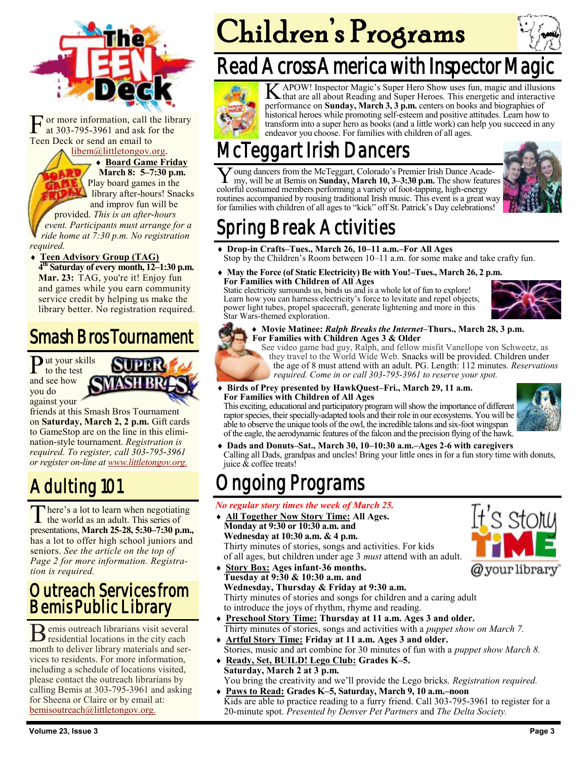# The Teen Deck

For more information, call the library at 303-795-3961 and ask for the Teen Deck or send an email to libem@littletongov.org.

- **Board Game Friday**
  **March 8: 5–7:30 p.m.**
  Play board games in the library after-hours! Snacks and improv fun will be provided. *This is an after-hours event. Participants must arrange for a ride home at 7:30 p.m. No registration required.*
- **Teen Advisory Group (TAG)**
  **4th Saturday of every month, 12–1:30 p.m.**
  **Mar. 23:** TAG, you're it! Enjoy fun and games while you earn community service credit by helping us make the library better. No registration required.

## Smash Bros Tournament

Put your skills to the test and see how you do against your friends at this Smash Bros Tournament on **Saturday, March 2, 2 p.m.** Gift cards to GameStop are on the line in this elimination-style tournament. *Registration is required. To register, call 303-795-3961 or register on-line at www.littletongov.org.*

## Adulting 101

There's a lot to learn when negotiating the world as an adult. This series of presentations, **March 25-28, 5:30–7:30 p.m.,** has a lot to offer high school juniors and seniors. *See the article on the top of Page 2 for more information. Registration is required.*

## Outreach Services from Bemis Public Library

Bemis outreach librarians visit several residential locations in the city each month to deliver library materials and services to residents. For more information, including a schedule of locations visited, please contact the outreach librarians by calling Bemis at 303-795-3961 and asking for Sheena or Claire or by email at: bemisoutreach@littletongov.org.

# Children's Programs

## Read Across America with Inspector Magic

KAPOW! Inspector Magic's Super Hero Show uses fun, magic and illusions that are all about Reading and Super Heroes. This energetic and interactive performance on **Sunday, March 3, 3 p.m.** centers on books and biographies of historical heroes while promoting self-esteem and positive attitudes. Learn how to transform into a super hero as books (and a little work) can help you succeed in any endeavor you choose. For families with children of all ages.

## McTeggart Irish Dancers

Young dancers from the McTeggart, Colorado's Premier Irish Dance Academy, will be at Bemis on **Sunday, March 10, 3–3:30 p.m.** The show features colorful costumed members performing a variety of foot-tapping, high-energy routines accompanied by rousing traditional Irish music. This event is a great way for families with children of all ages to "kick" off St. Patrick's Day celebrations!

## Spring Break Activities

- **Drop-in Crafts–Tues., March 26, 10–11 a.m.–For All Ages**
  Stop by the Children's Room between 10–11 a.m. for some make and take crafty fun.
- **May the Force (of Static Electricity) Be with You!–Tues., March 26, 2 p.m. For Families with Children of All Ages**
  Static electricity surrounds us, binds us and is a whole lot of fun to explore! Learn how you can harness electricity's force to levitate and repel objects, power light tubes, propel spacecraft, generate lightening and more in this Star Wars-themed exploration.
- **Movie Matinee:** ***Ralph Breaks the Internet*****–Thurs., March 28, 3 p.m. For Families with Children Ages 3 & Older**
  See video game bad guy, Ralph, and fellow misfit Vanellope von Schweetz, as they travel to the World Wide Web. Snacks will be provided. Children under the age of 8 must attend with an adult. PG. Length: 112 minutes. *Reservations required. Come in or call 303-795-3961 to reserve your spot.*
- **Birds of Prey presented by HawkQuest–Fri., March 29, 11 a.m. For Families with Children of All Ages**
  This exciting, educational and participatory program will show the importance of different raptor species, their specially-adapted tools and their role in our ecosystems. You will be able to observe the unique tools of the owl, the incredible talons and six-foot wingspan of the eagle, the aerodynamic features of the falcon and the precision flying of the hawk.
- **Dads and Donuts–Sat., March 30, 10–10:30 a.m.–Ages 2-6 with caregivers**
  Calling all Dads, grandpas and uncles! Bring your little ones in for a fun story time with donuts, juice & coffee treats!

## Ongoing Programs

*No regular story times the week of March 25.*

- **All Together Now Story Time:** **All Ages. Monday at 9:30 or 10:30 a.m. and Wednesday at 10:30 a.m. & 4 p.m.**
  Thirty minutes of stories, songs and activities. For kids of all ages, but children under age 3 *must* attend with an adult.
- **Story Box:** **Ages infant-36 months. Tuesday at 9:30 & 10:30 a.m. and Wednesday, Thursday & Friday at 9:30 a.m.**
  Thirty minutes of stories and songs for children and a caring adult to introduce the joys of rhythm, rhyme and reading.
- **Preschool Story Time:** **Thursday at 11 a.m. Ages 3 and older.**
  Thirty minutes of stories, songs and activities with a *puppet show on March 7.*
- **Artful Story Time:** **Friday at 11 a.m. Ages 3 and older.**
  Stories, music and art combine for 30 minutes of fun with a *puppet show March 8.*
- **Ready, Set, BUILD! Lego Club:** **Grades K–5. Saturday, March 2 at 3 p.m.**
  You bring the creativity and we'll provide the Lego bricks. *Registration required.*
- **Paws to Read:** **Grades K–5, Saturday, March 9, 10 a.m.–noon**
  Kids are able to practice reading to a furry friend. Call 303-795-3961 to register for a 20-minute spot. *Presented by Denver Pet Partners* and *The Delta Society.*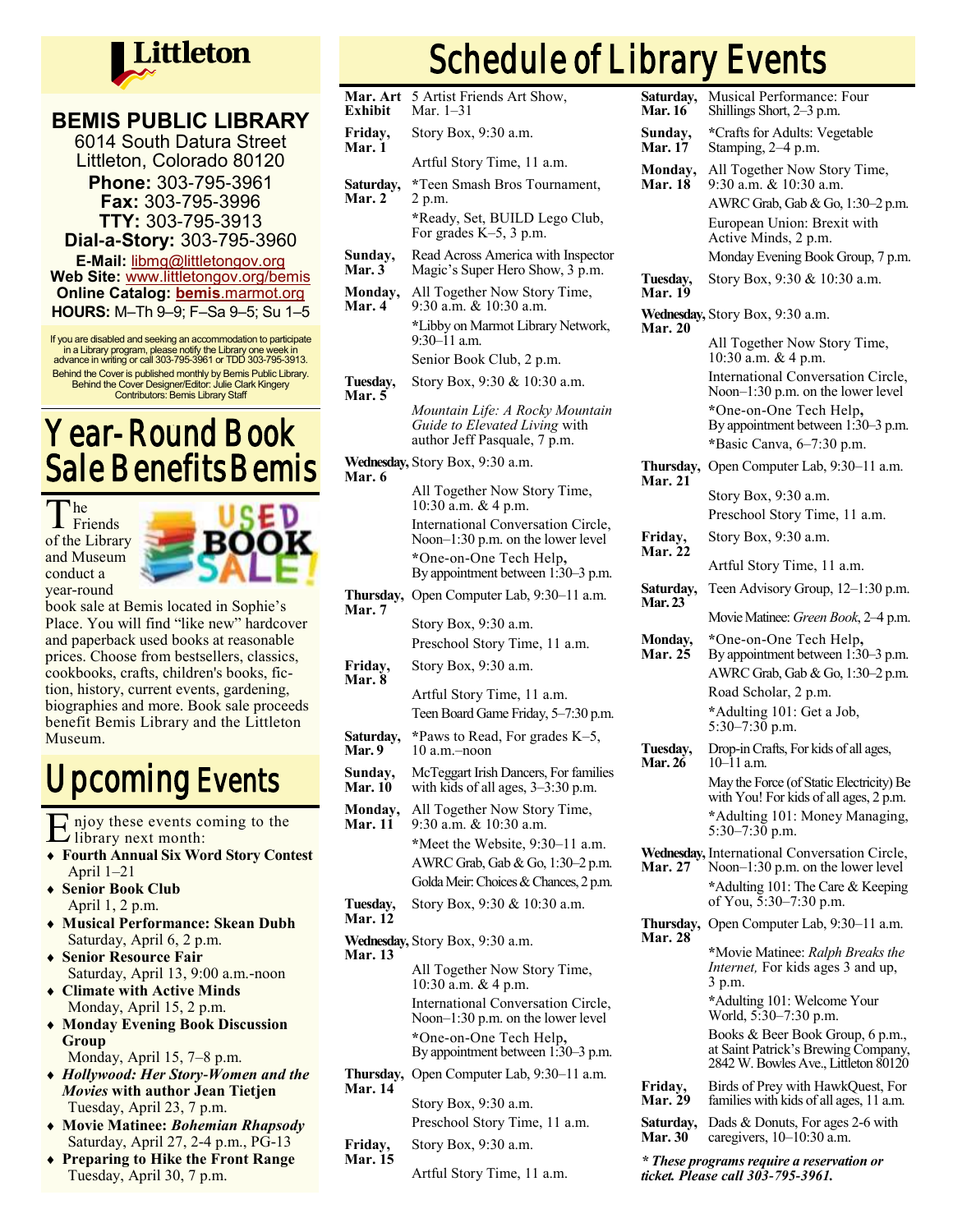Littleton

**BEMIS PUBLIC LIBRARY**
6014 South Datura Street
Littleton, Colorado 80120
**Phone:** 303-795-3961
**Fax:** 303-795-3996
**TTY:** 303-795-3913
**Dial-a-Story:** 303-795-3960
**E-Mail:** libmg@littletongov.org
**Web Site:** www.littletongov.org/bemis
**Online Catalog:** **bemis**.marmot.org
**HOURS:** M–Th 9–9; F–Sa 9–5; Su 1–5

If you are disabled and seeking an accommodation to participate in a Library program, please notify the Library one week in advance in writing or call 303-795-3961 or TDD 303-795-3913.
Behind the Cover is published monthly by Bemis Public Library.
Behind the Cover Designer/Editor: Julie Clark Kingery
Contributors: Bemis Library Staff

# Year-Round Book Sale Benefits Bemis

The Friends of the Library and Museum conduct a year-round book sale at Bemis located in Sophie's Place. You will find "like new" hardcover and paperback used books at reasonable prices. Choose from bestsellers, classics, cookbooks, crafts, children's books, fiction, history, current events, gardening, biographies and more. Book sale proceeds benefit Bemis Library and the Littleton Museum.

# Upcoming Events

Enjoy these events coming to the library next month:

- **Fourth Annual Six Word Story Contest** April 1–21
- **Senior Book Club** April 1, 2 p.m.
- **Musical Performance: Skean Dubh** Saturday, April 6, 2 p.m.
- **Senior Resource Fair** Saturday, April 13, 9:00 a.m.-noon
- **Climate with Active Minds** Monday, April 15, 2 p.m.
- **Monday Evening Book Discussion Group** Monday, April 15, 7–8 p.m.
- ***Hollywood: Her Story-Women and the Movies* with author Jean Tietjen** Tuesday, April 23, 7 p.m.
- **Movie Matinee: *Bohemian Rhapsody*** Saturday, April 27, 2-4 p.m., PG-13
- **Preparing to Hike the Front Range** Tuesday, April 30, 7 p.m.

# Schedule of Library Events

**Mar. Art Exhibit** — 5 Artist Friends Art Show, Mar. 1–31

**Friday, Mar. 1**
- Story Box, 9:30 a.m.
- Artful Story Time, 11 a.m.

**Saturday, Mar. 2**
- *Teen Smash Bros Tournament, 2 p.m.
- *Ready, Set, BUILD Lego Club, For grades K–5, 3 p.m.

**Sunday, Mar. 3**
- Read Across America with Inspector Magic's Super Hero Show, 3 p.m.

**Monday, Mar. 4**
- All Together Now Story Time, 9:30 a.m. & 10:30 a.m.
- *Libby on Marmot Library Network, 9:30–11 a.m.
- Senior Book Club, 2 p.m.

**Tuesday, Mar. 5**
- Story Box, 9:30 & 10:30 a.m.
- *Mountain Life: A Rocky Mountain Guide to Elevated Living* with author Jeff Pasquale, 7 p.m.

**Wednesday, Mar. 6**
- Story Box, 9:30 a.m.
- All Together Now Story Time, 10:30 a.m. & 4 p.m.
- International Conversation Circle, Noon–1:30 p.m. on the lower level
- *One-on-One Tech Help, By appointment between 1:30–3 p.m.

**Thursday, Mar. 7**
- Open Computer Lab, 9:30–11 a.m.
- Story Box, 9:30 a.m.
- Preschool Story Time, 11 a.m.

**Friday, Mar. 8**
- Story Box, 9:30 a.m.
- Artful Story Time, 11 a.m.
- Teen Board Game Friday, 5–7:30 p.m.

**Saturday, Mar. 9**
- *Paws to Read, For grades K–5, 10 a.m.–noon

**Sunday, Mar. 10**
- McTeggart Irish Dancers, For families with kids of all ages, 3–3:30 p.m.

**Monday, Mar. 11**
- All Together Now Story Time, 9:30 a.m. & 10:30 a.m.
- *Meet the Website, 9:30–11 a.m.
- AWRC Grab, Gab & Go, 1:30–2 p.m.
- Golda Meir: Choices & Chances, 2 p.m.

**Tuesday, Mar. 12**
- Story Box, 9:30 & 10:30 a.m.

**Wednesday, Mar. 13**
- Story Box, 9:30 a.m.
- All Together Now Story Time, 10:30 a.m. & 4 p.m.
- International Conversation Circle, Noon–1:30 p.m. on the lower level
- *One-on-One Tech Help, By appointment between 1:30–3 p.m.

**Thursday, Mar. 14**
- Open Computer Lab, 9:30–11 a.m.
- Story Box, 9:30 a.m.
- Preschool Story Time, 11 a.m.

**Friday, Mar. 15**
- Story Box, 9:30 a.m.
- Artful Story Time, 11 a.m.

**Saturday, Mar. 16**
- Musical Performance: Four Shillings Short, 2–3 p.m.

**Sunday, Mar. 17**
- *Crafts for Adults: Vegetable Stamping, 2–4 p.m.

**Monday, Mar. 18**
- All Together Now Story Time, 9:30 a.m. & 10:30 a.m.
- AWRC Grab, Gab & Go, 1:30–2 p.m.
- European Union: Brexit with Active Minds, 2 p.m.
- Monday Evening Book Group, 7 p.m.

**Tuesday, Mar. 19**
- Story Box, 9:30 & 10:30 a.m.

**Wednesday, Mar. 20**
- Story Box, 9:30 a.m.
- All Together Now Story Time, 10:30 a.m. & 4 p.m.
- International Conversation Circle, Noon–1:30 p.m. on the lower level
- *One-on-One Tech Help, By appointment between 1:30–3 p.m.
- *Basic Canva, 6–7:30 p.m.

**Thursday, Mar. 21**
- Open Computer Lab, 9:30–11 a.m.
- Story Box, 9:30 a.m.
- Preschool Story Time, 11 a.m.

**Friday, Mar. 22**
- Story Box, 9:30 a.m.
- Artful Story Time, 11 a.m.

**Saturday, Mar. 23**
- Teen Advisory Group, 12–1:30 p.m.
- Movie Matinee: *Green Book*, 2–4 p.m.

**Monday, Mar. 25**
- *One-on-One Tech Help, By appointment between 1:30–3 p.m.
- AWRC Grab, Gab & Go, 1:30–2 p.m.
- Road Scholar, 2 p.m.
- *Adulting 101: Get a Job, 5:30–7:30 p.m.

**Tuesday, Mar. 26**
- Drop-in Crafts, For kids of all ages, 10–11 a.m.
- May the Force (of Static Electricity) Be with You! For kids of all ages, 2 p.m.
- *Adulting 101: Money Managing, 5:30–7:30 p.m.

**Wednesday, Mar. 27**
- International Conversation Circle, Noon–1:30 p.m. on the lower level
- *Adulting 101: The Care & Keeping of You, 5:30–7:30 p.m.

**Thursday, Mar. 28**
- Open Computer Lab, 9:30–11 a.m.
- *Movie Matinee: *Ralph Breaks the Internet,* For kids ages 3 and up, 3 p.m.
- *Adulting 101: Welcome Your World, 5:30–7:30 p.m.
- Books & Beer Book Group, 6 p.m., at Saint Patrick's Brewing Company, 2842 W. Bowles Ave., Littleton 80120

**Friday, Mar. 29**
- Birds of Prey with HawkQuest, For families with kids of all ages, 11 a.m.

**Saturday, Mar. 30**
- Dads & Donuts, For ages 2-6 with caregivers, 10–10:30 a.m.

***** These programs require a reservation or ticket. Please call 303-795-3961.***